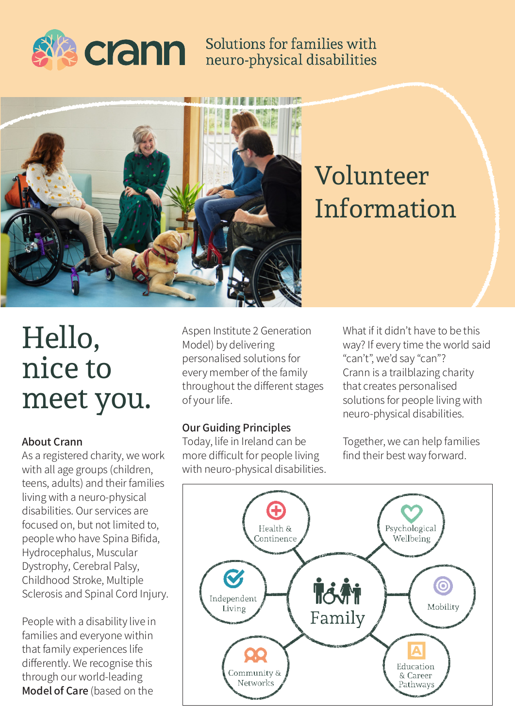crann

Solutions for families with neuro-physical disabilities

# Volunteer Information

# Hello, nice to meet you.

**About Crann**

As a registered charity, we work with all age groups (children, teens, adults) and their families living with a neuro-physical disabilities. Our services are focused on, but not limited to, people who have Spina Bifida, Hydrocephalus, Muscular Dystrophy, Cerebral Palsy, Childhood Stroke, Multiple Sclerosis and Spinal Cord Injury.

People with a disability live in families and everyone within that family experiences life differently. We recognise this through our world-leading **Model of Care** (based on the Aspen Institute 2 Generation Model) by delivering personalised solutions for every member of the family throughout the different stages of your life.

**Our Guiding Principles**

Today, life in Ireland can be more difficult for people living with neuro-physical disabilities.

What if it didn't have to be this way? If every time the world said "can't", we'd say "can"? Crann is a trailblazing charity that creates personalised solutions for people living with neuro-physical disabilities.

Together, we can help families find their best way forward.

Family

- Health & Continence
- Psychological Wellbeing
- Independent Living
- Mobility
- Community & Networks
- Education & Career Pathways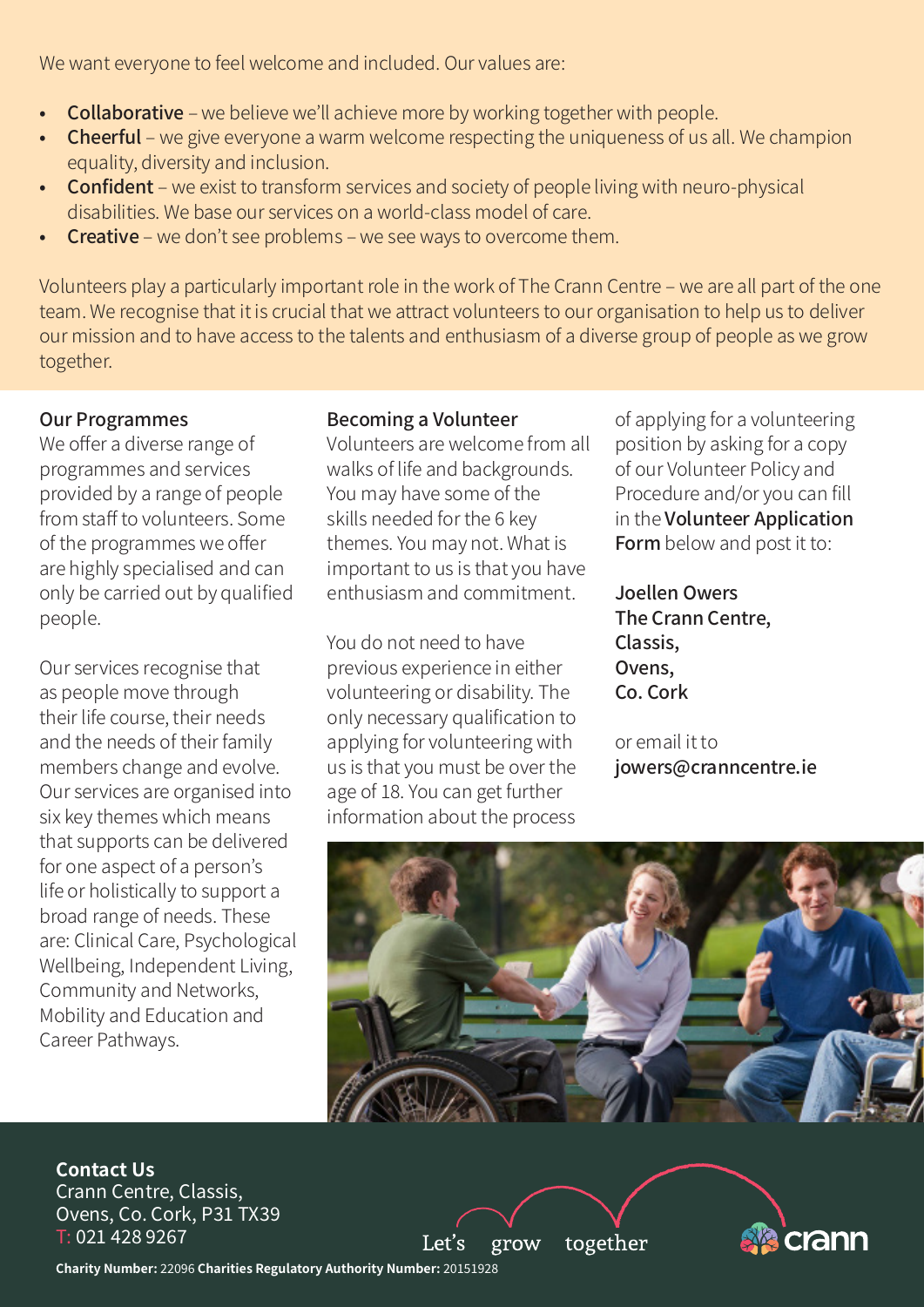We want everyone to feel welcome and included. Our values are:

- **Collaborative** – we believe we'll achieve more by working together with people.
- **Cheerful** – we give everyone a warm welcome respecting the uniqueness of us all. We champion equality, diversity and inclusion.
- **Confident** – we exist to transform services and society of people living with neuro-physical disabilities. We base our services on a world-class model of care.
- **Creative** – we don't see problems – we see ways to overcome them.

Volunteers play a particularly important role in the work of The Crann Centre – we are all part of the one team. We recognise that it is crucial that we attract volunteers to our organisation to help us to deliver our mission and to have access to the talents and enthusiasm of a diverse group of people as we grow together.

## Our Programmes

We offer a diverse range of programmes and services provided by a range of people from staff to volunteers. Some of the programmes we offer are highly specialised and can only be carried out by qualified people.

Our services recognise that as people move through their life course, their needs and the needs of their family members change and evolve. Our services are organised into six key themes which means that supports can be delivered for one aspect of a person's life or holistically to support a broad range of needs. These are: Clinical Care, Psychological Wellbeing, Independent Living, Community and Networks, Mobility and Education and Career Pathways.

## Becoming a Volunteer

Volunteers are welcome from all walks of life and backgrounds. You may have some of the skills needed for the 6 key themes. You may not. What is important to us is that you have enthusiasm and commitment.

You do not need to have previous experience in either volunteering or disability. The only necessary qualification to applying for volunteering with us is that you must be over the age of 18. You can get further information about the process of applying for a volunteering position by asking for a copy of our Volunteer Policy and Procedure and/or you can fill in the **Volunteer Application Form** below and post it to:

**Joellen Owers**
**The Crann Centre,**
**Classis,**
**Ovens,**
**Co. Cork**

or email it to
**jowers@cranncentre.ie**

**Contact Us**
Crann Centre, Classis,
Ovens, Co. Cork, P31 TX39
T: 021 428 9267

Let's grow together

**Charity Number:** 22096 **Charities Regulatory Authority Number:** 20151928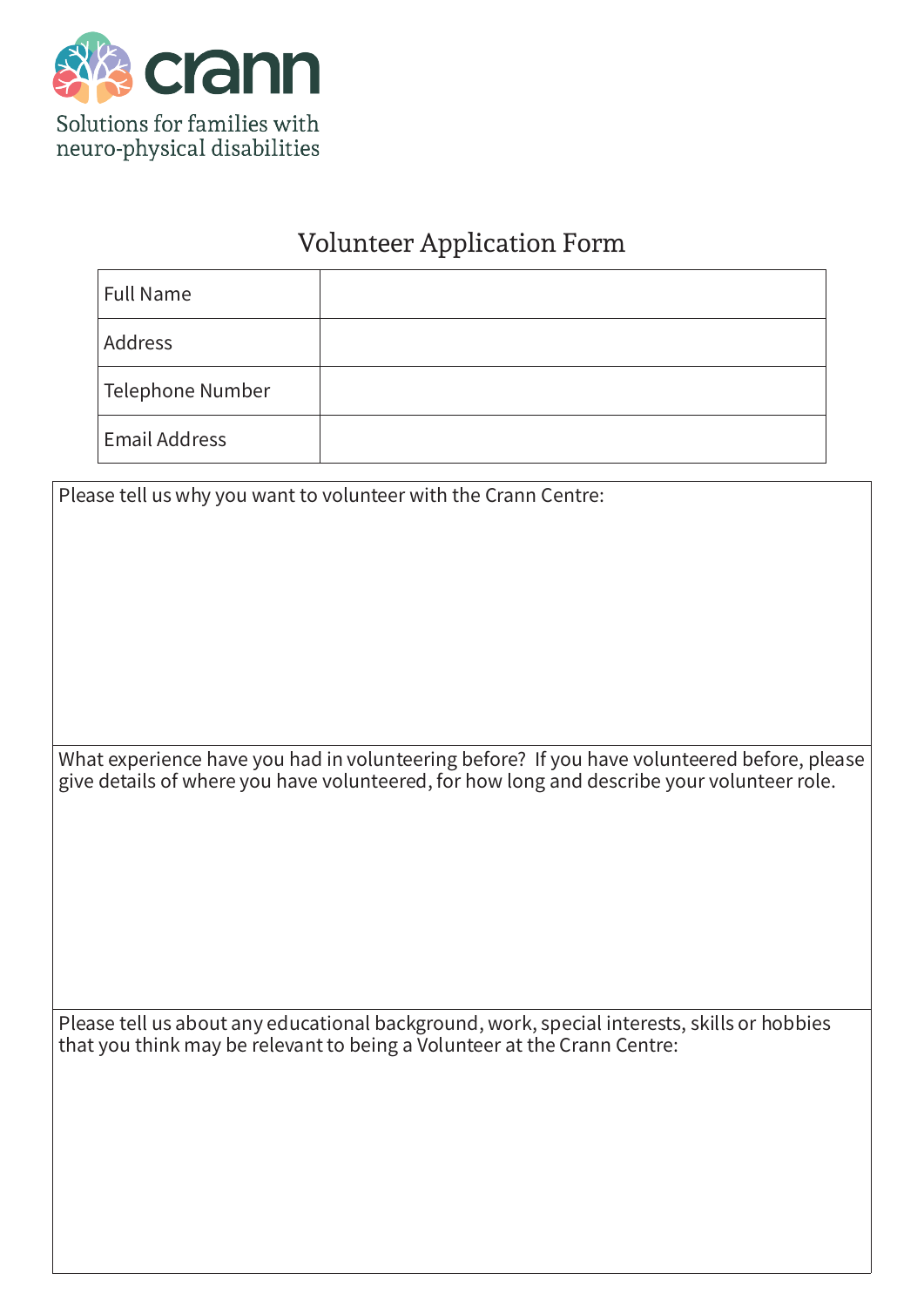crann

Solutions for families with neuro-physical disabilities

# Volunteer Application Form

| Full Name | |
|---|---|
| Address | |
| Telephone Number | |
| Email Address | |

| Please tell us why you want to volunteer with the Crann Centre: |
|---|
| What experience have you had in volunteering before? If you have volunteered before, please give details of where you have volunteered, for how long and describe your volunteer role. |
| Please tell us about any educational background, work, special interests, skills or hobbies that you think may be relevant to being a Volunteer at the Crann Centre: |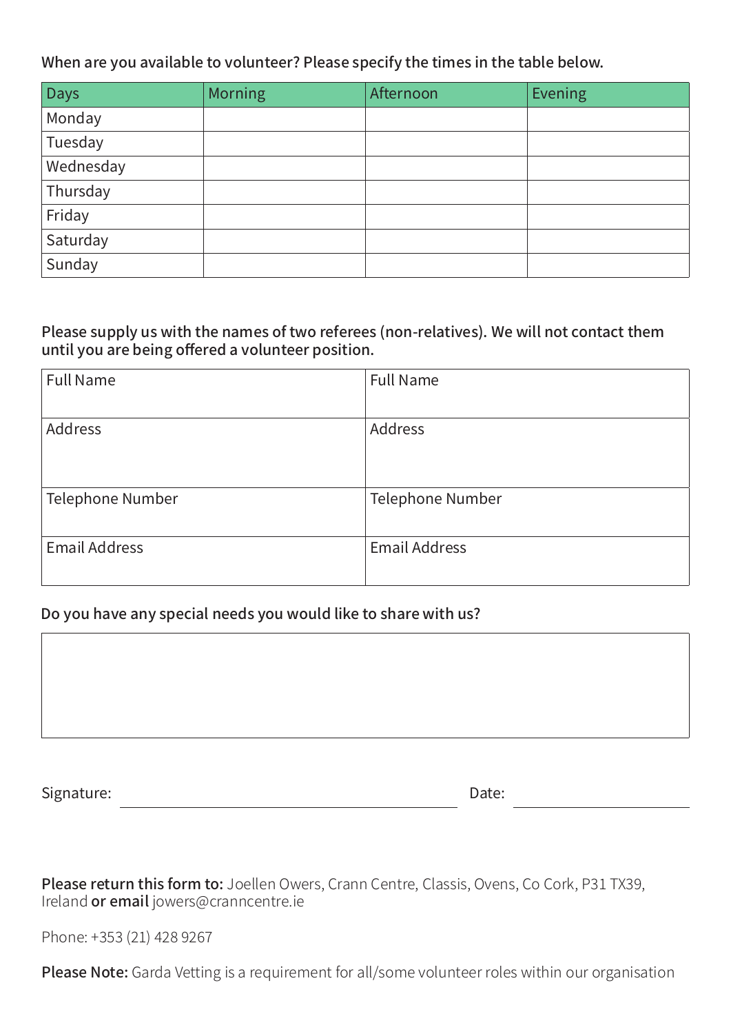When are you available to volunteer? Please specify the times in the table below.

| Days | Morning | Afternoon | Evening |
| --- | --- | --- | --- |
| Monday | | | |
| Tuesday | | | |
| Wednesday | | | |
| Thursday | | | |
| Friday | | | |
| Saturday | | | |
| Sunday | | | |

Please supply us with the names of two referees (non-relatives). We will not contact them until you are being offered a volunteer position.

| | |
| --- | --- |
| Full Name | Full Name |
| Address | Address |
| Telephone Number | Telephone Number |
| Email Address | Email Address |

Do you have any special needs you would like to share with us?

| |
| --- |
| |

Signature: ______________________________ Date: ______________

**Please return this form to:** Joellen Owers, Crann Centre, Classis, Ovens, Co Cork, P31 TX39, Ireland **or email** jowers@cranncentre.ie

Phone: +353 (21) 428 9267

**Please Note:** Garda Vetting is a requirement for all/some volunteer roles within our organisation